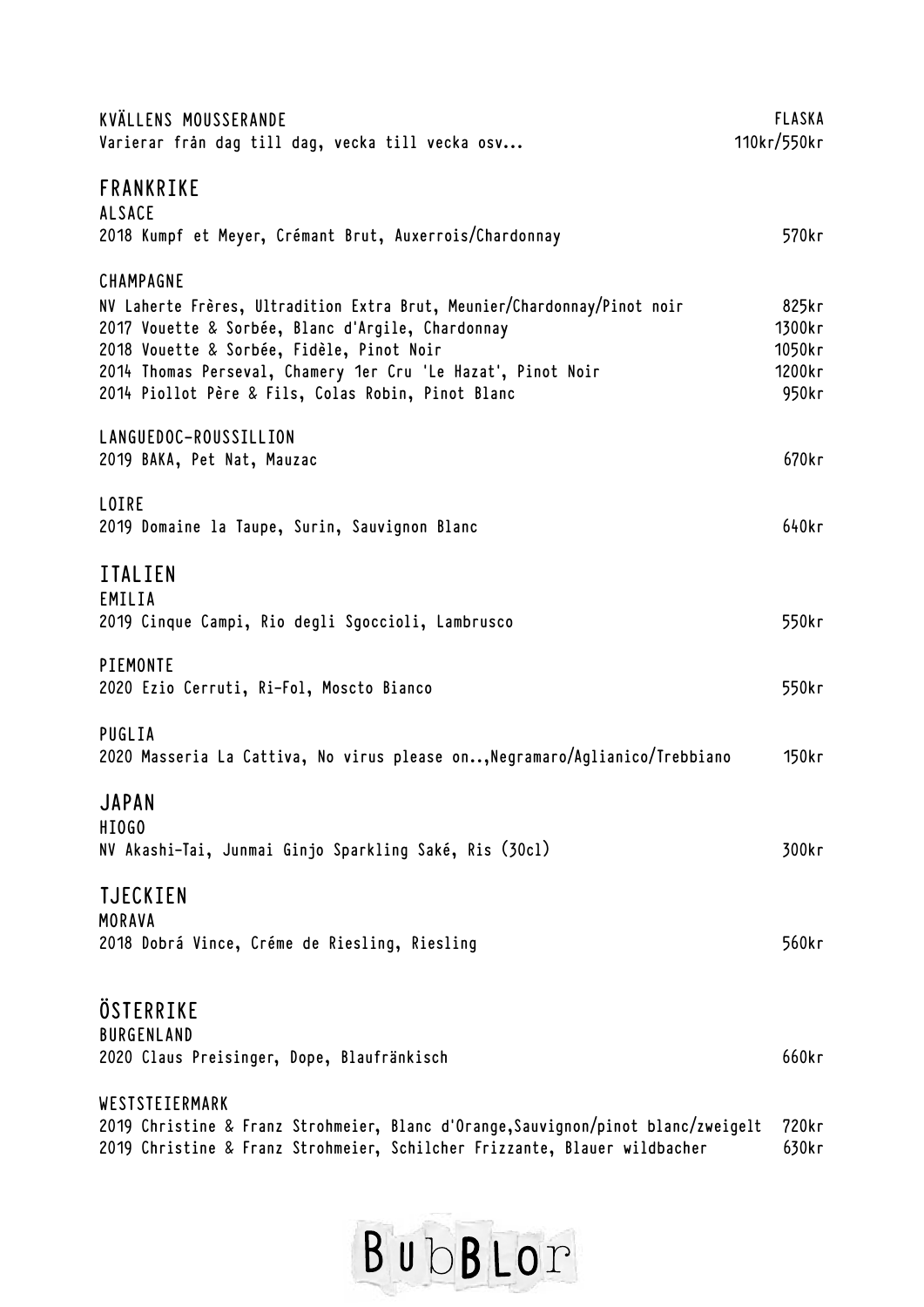KVÄLLENS MOUSSERANDE — FLASKA

Varierar från dag till dag, vecka till vecka osv... — 110kr/550kr

# FRANKRIKE

## ALSACE

2018 Kumpf et Meyer, Crémant Brut, Auxerrois/Chardonnay — 570kr

## CHAMPAGNE

NV Laherte Frères, Ultradition Extra Brut, Meunier/Chardonnay/Pinot noir — 825kr
2017 Vouette & Sorbée, Blanc d'Argile, Chardonnay — 1300kr
2018 Vouette & Sorbée, Fidèle, Pinot Noir — 1050kr
2014 Thomas Perseval, Chamery 1er Cru 'Le Hazat', Pinot Noir — 1200kr
2014 Piollot Père & Fils, Colas Robin, Pinot Blanc — 950kr

## LANGUEDOC-ROUSSILLION

2019 BAKA, Pet Nat, Mauzac — 670kr

## LOIRE

2019 Domaine la Taupe, Surin, Sauvignon Blanc — 640kr

# ITALIEN

## EMILIA

2019 Cinque Campi, Rio degli Sgoccioli, Lambrusco — 550kr

## PIEMONTE

2020 Ezio Cerruti, Ri-Fol, Moscto Bianco — 550kr

## PUGLIA

2020 Masseria La Cattiva, No virus please on..,Negramaro/Aglianico/Trebbiano — 150kr

# JAPAN

## HIOGO

NV Akashi-Tai, Junmai Ginjo Sparkling Saké, Ris (30cl) — 300kr

# TJECKIEN

## MORAVA

2018 Dobrá Vince, Créme de Riesling, Riesling — 560kr

# ÖSTERRIKE

## BURGENLAND

2020 Claus Preisinger, Dope, Blaufränkisch — 660kr

## WESTSTEIERMARK

2019 Christine & Franz Strohmeier, Blanc d'Orange,Sauvignon/pinot blanc/zweigelt — 720kr
2019 Christine & Franz Strohmeier, Schilcher Frizzante, Blauer wildbacher — 630kr

BubBlor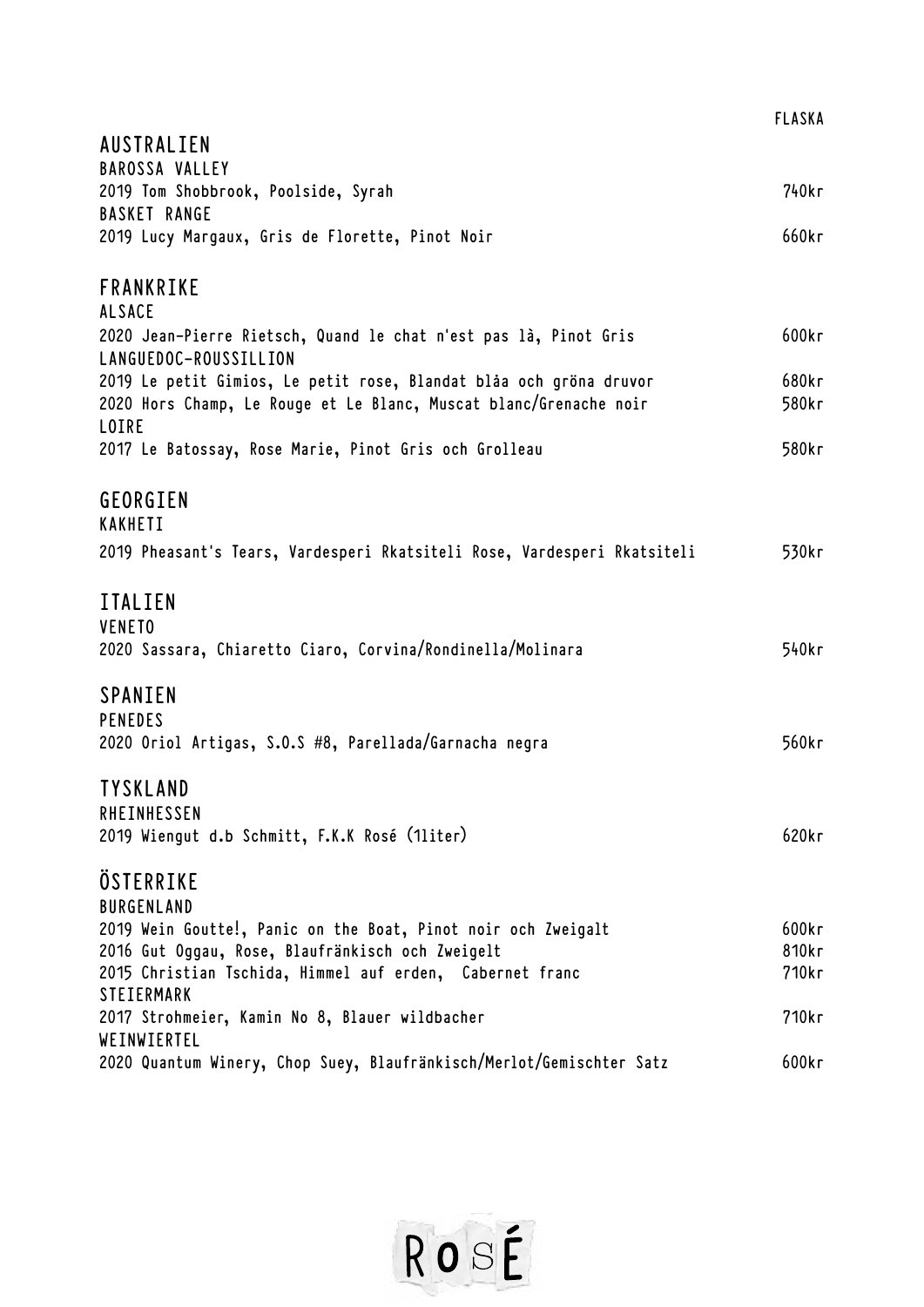FLASKA

## AUSTRALIEN

### BAROSSA VALLEY

| | |
|---|---|
| 2019 Tom Shobbrook, Poolside, Syrah | 740kr |

### BASKET RANGE

| | |
|---|---|
| 2019 Lucy Margaux, Gris de Florette, Pinot Noir | 660kr |

## FRANKRIKE

### ALSACE

| | |
|---|---|
| 2020 Jean-Pierre Rietsch, Quand le chat n'est pas là, Pinot Gris | 600kr |

### LANGUEDOC-ROUSSILLION

| | |
|---|---|
| 2019 Le petit Gimios, Le petit rose, Blandat blåa och gröna druvor | 680kr |
| 2020 Hors Champ, Le Rouge et Le Blanc, Muscat blanc/Grenache noir | 580kr |

### LOIRE

| | |
|---|---|
| 2017 Le Batossay, Rose Marie, Pinot Gris och Grolleau | 580kr |

## GEORGIEN

### KAKHETI

| | |
|---|---|
| 2019 Pheasant's Tears, Vardesperi Rkatsiteli Rose, Vardesperi Rkatsiteli | 530kr |

## ITALIEN

### VENETO

| | |
|---|---|
| 2020 Sassara, Chiaretto Ciaro, Corvina/Rondinella/Molinara | 540kr |

## SPANIEN

### PENEDES

| | |
|---|---|
| 2020 Oriol Artigas, S.O.S #8, Parellada/Garnacha negra | 560kr |

## TYSKLAND

### RHEINHESSEN

| | |
|---|---|
| 2019 Wiengut d.b Schmitt, F.K.K Rosé (1liter) | 620kr |

## ÖSTERRIKE

### BURGENLAND

| | |
|---|---|
| 2019 Wein Goutte!, Panic on the Boat, Pinot noir och Zweigalt | 600kr |
| 2016 Gut Oggau, Rose, Blaufränkisch och Zweigelt | 810kr |
| 2015 Christian Tschida, Himmel auf erden, Cabernet franc | 710kr |

### STEIERMARK

| | |
|---|---|
| 2017 Strohmeier, Kamin No 8, Blauer wildbacher | 710kr |

### WEINWIERTEL

| | |
|---|---|
| 2020 Quantum Winery, Chop Suey, Blaufränkisch/Merlot/Gemischter Satz | 600kr |

ROSÉ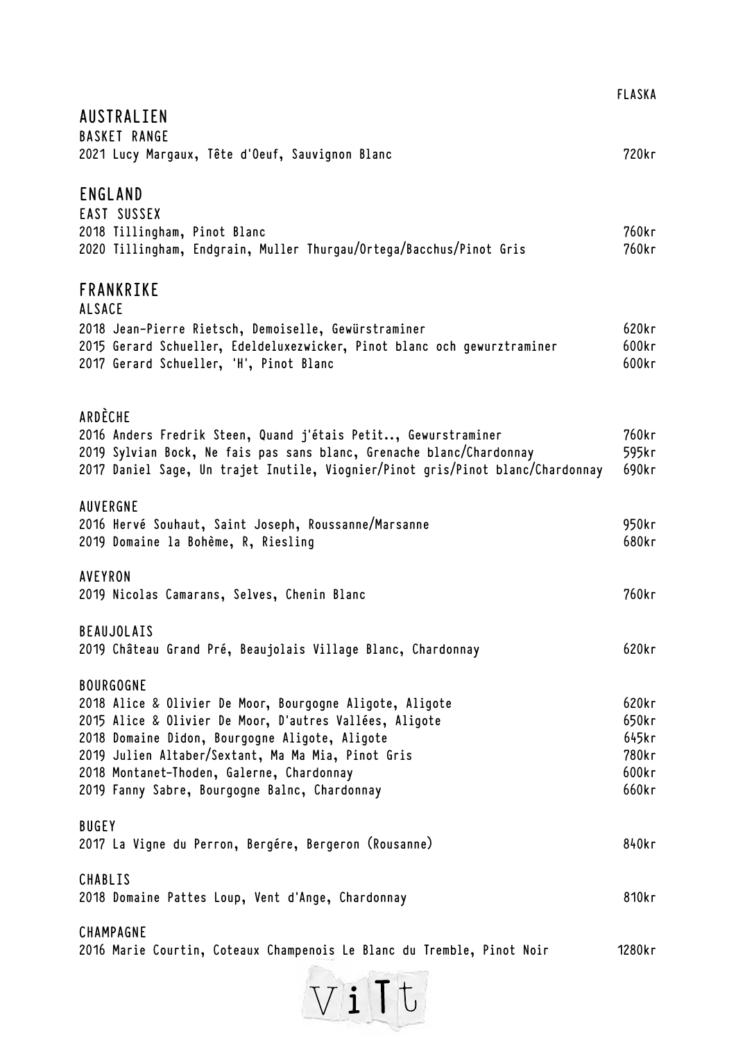FLASKA

## AUSTRALIEN

### BASKET RANGE

2021 Lucy Margaux, Tête d'Oeuf, Sauvignon Blanc — 720kr

## ENGLAND

### EAST SUSSEX

2018 Tillingham, Pinot Blanc — 760kr
2020 Tillingham, Endgrain, Muller Thurgau/Ortega/Bacchus/Pinot Gris — 760kr

## FRANKRIKE

### ALSACE

2018 Jean-Pierre Rietsch, Demoiselle, Gewürstraminer — 620kr
2015 Gerard Schueller, Edeldeluxezwicker, Pinot blanc och gewurztraminer — 600kr
2017 Gerard Schueller, 'H', Pinot Blanc — 600kr

### ARDÈCHE

2016 Anders Fredrik Steen, Quand j'étais Petit.., Gewurstraminer — 760kr
2019 Sylvian Bock, Ne fais pas sans blanc, Grenache blanc/Chardonnay — 595kr
2017 Daniel Sage, Un trajet Inutile, Viognier/Pinot gris/Pinot blanc/Chardonnay — 690kr

### AUVERGNE

2016 Hervé Souhaut, Saint Joseph, Roussanne/Marsanne — 950kr
2019 Domaine la Bohème, R, Riesling — 680kr

### AVEYRON

2019 Nicolas Camarans, Selves, Chenin Blanc — 760kr

### BEAUJOLAIS

2019 Château Grand Pré, Beaujolais Village Blanc, Chardonnay — 620kr

### BOURGOGNE

2018 Alice & Olivier De Moor, Bourgogne Aligote, Aligote — 620kr
2015 Alice & Olivier De Moor, D'autres Vallées, Aligote — 650kr
2018 Domaine Didon, Bourgogne Aligote, Aligote — 645kr
2019 Julien Altaber/Sextant, Ma Ma Mia, Pinot Gris — 780kr
2018 Montanet-Thoden, Galerne, Chardonnay — 600kr
2019 Fanny Sabre, Bourgogne Balnc, Chardonnay — 660kr

### BUGEY

2017 La Vigne du Perron, Bergére, Bergeron (Rousanne) — 840kr

### CHABLIS

2018 Domaine Pattes Loup, Vent d'Ange, Chardonnay — 810kr

### CHAMPAGNE

2016 Marie Courtin, Coteaux Champenois Le Blanc du Tremble, Pinot Noir — 1280kr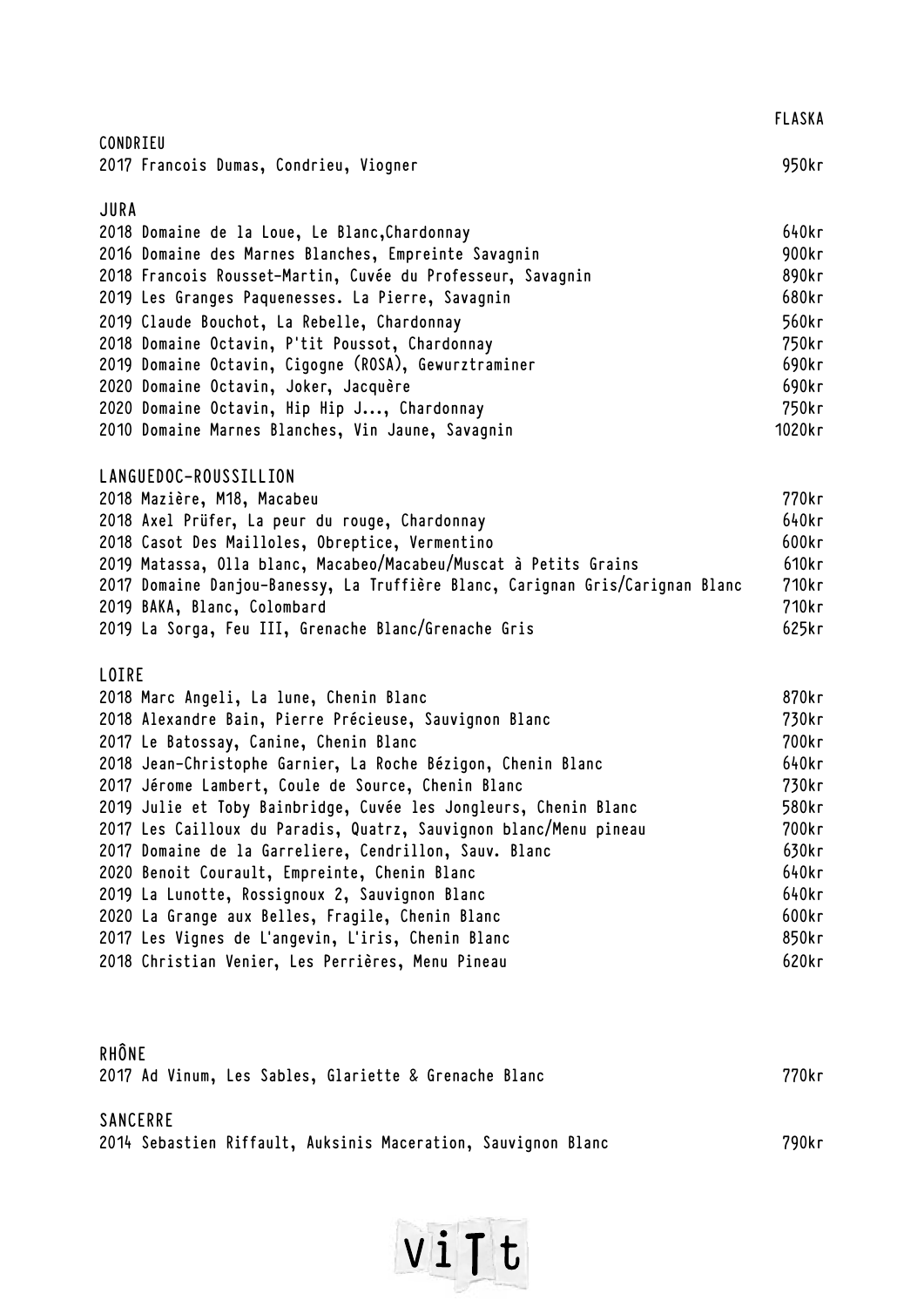| | FLASKA |
|---|---|
| **CONDRIEU** | |
| 2017 Francois Dumas, Condrieu, Viogner | 950kr |
| **JURA** | |
| 2018 Domaine de la Loue, Le Blanc,Chardonnay | 640kr |
| 2016 Domaine des Marnes Blanches, Empreinte Savagnin | 900kr |
| 2018 Francois Rousset-Martin, Cuvée du Professeur, Savagnin | 890kr |
| 2019 Les Granges Paquenesses. La Pierre, Savagnin | 680kr |
| 2019 Claude Bouchot, La Rebelle, Chardonnay | 560kr |
| 2018 Domaine Octavin, P'tit Poussot, Chardonnay | 750kr |
| 2019 Domaine Octavin, Cigogne (ROSA), Gewurztraminer | 690kr |
| 2020 Domaine Octavin, Joker, Jacquère | 690kr |
| 2020 Domaine Octavin, Hip Hip J..., Chardonnay | 750kr |
| 2010 Domaine Marnes Blanches, Vin Jaune, Savagnin | 1020kr |
| **LANGUEDOC-ROUSSILLION** | |
| 2018 Mazière, M18, Macabeu | 770kr |
| 2018 Axel Prüfer, La peur du rouge, Chardonnay | 640kr |
| 2018 Casot Des Mailloles, Obreptice, Vermentino | 600kr |
| 2019 Matassa, Olla blanc, Macabeo/Macabeu/Muscat à Petits Grains | 610kr |
| 2017 Domaine Danjou-Banessy, La Truffière Blanc, Carignan Gris/Carignan Blanc | 710kr |
| 2019 BAKA, Blanc, Colombard | 710kr |
| 2019 La Sorga, Feu III, Grenache Blanc/Grenache Gris | 625kr |
| **LOIRE** | |
| 2018 Marc Angeli, La lune, Chenin Blanc | 870kr |
| 2018 Alexandre Bain, Pierre Précieuse, Sauvignon Blanc | 730kr |
| 2017 Le Batossay, Canine, Chenin Blanc | 700kr |
| 2018 Jean-Christophe Garnier, La Roche Bézigon, Chenin Blanc | 640kr |
| 2017 Jérome Lambert, Coule de Source, Chenin Blanc | 730kr |
| 2019 Julie et Toby Bainbridge, Cuvée les Jongleurs, Chenin Blanc | 580kr |
| 2017 Les Cailloux du Paradis, Quatrz, Sauvignon blanc/Menu pineau | 700kr |
| 2017 Domaine de la Garreliere, Cendrillon, Sauv. Blanc | 630kr |
| 2020 Benoit Courault, Empreinte, Chenin Blanc | 640kr |
| 2019 La Lunotte, Rossignoux 2, Sauvignon Blanc | 640kr |
| 2020 La Grange aux Belles, Fragile, Chenin Blanc | 600kr |
| 2017 Les Vignes de L'angevin, L'iris, Chenin Blanc | 850kr |
| 2018 Christian Venier, Les Perrières, Menu Pineau | 620kr |
| **RHÔNE** | |
| 2017 Ad Vinum, Les Sables, Glariette & Grenache Blanc | 770kr |
| **SANCERRE** | |
| 2014 Sebastien Riffault, Auksinis Maceration, Sauvignon Blanc | 790kr |

ViTt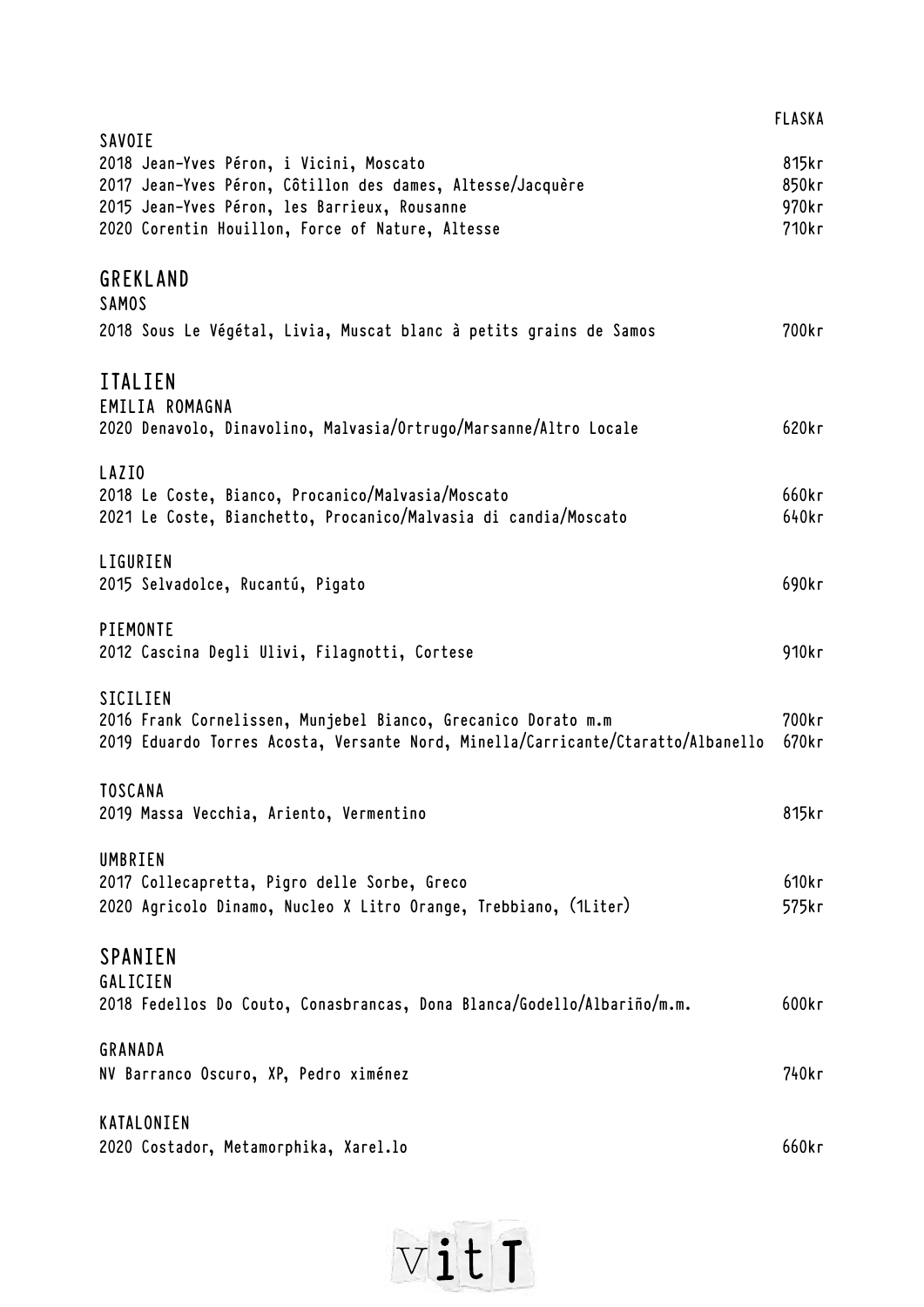| | FLASKA |
|---|---|
| **SAVOIE** | |
| 2018 Jean-Yves Péron, i Vicini, Moscato | 815kr |
| 2017 Jean-Yves Péron, Côtillon des dames, Altesse/Jacquère | 850kr |
| 2015 Jean-Yves Péron, les Barrieux, Rousanne | 970kr |
| 2020 Corentin Houillon, Force of Nature, Altesse | 710kr |

## GREKLAND

### SAMOS

| | |
|---|---|
| 2018 Sous Le Végétal, Livia, Muscat blanc à petits grains de Samos | 700kr |

## ITALIEN

### EMILIA ROMAGNA

| | |
|---|---|
| 2020 Denavolo, Dinavolino, Malvasia/Ortrugo/Marsanne/Altro Locale | 620kr |

### LAZIO

| | |
|---|---|
| 2018 Le Coste, Bianco, Procanico/Malvasia/Moscato | 660kr |
| 2021 Le Coste, Bianchetto, Procanico/Malvasia di candia/Moscato | 640kr |

### LIGURIEN

| | |
|---|---|
| 2015 Selvadolce, Rucantú, Pigato | 690kr |

### PIEMONTE

| | |
|---|---|
| 2012 Cascina Degli Ulivi, Filagnotti, Cortese | 910kr |

### SICILIEN

| | |
|---|---|
| 2016 Frank Cornelissen, Munjebel Bianco, Grecanico Dorato m.m | 700kr |
| 2019 Eduardo Torres Acosta, Versante Nord, Minella/Carricante/Ctaratto/Albanello | 670kr |

### TOSCANA

| | |
|---|---|
| 2019 Massa Vecchia, Ariento, Vermentino | 815kr |

### UMBRIEN

| | |
|---|---|
| 2017 Collecapretta, Pigro delle Sorbe, Greco | 610kr |
| 2020 Agricolo Dinamo, Nucleo X Litro Orange, Trebbiano, (1Liter) | 575kr |

## SPANIEN

### GALICIEN

| | |
|---|---|
| 2018 Fedellos Do Couto, Conasbrancas, Dona Blanca/Godello/Albariño/m.m. | 600kr |

### GRANADA

| | |
|---|---|
| NV Barranco Oscuro, XP, Pedro ximénez | 740kr |

### KATALONIEN

| | |
|---|---|
| 2020 Costador, Metamorphika, Xarel.lo | 660kr |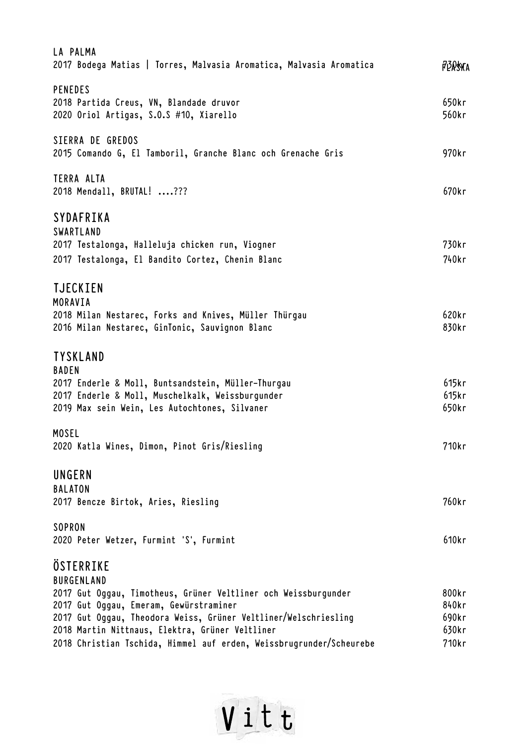LA PALMA

| | |
|---|---|
| 2017 Bodega Matias \| Torres, Malvasia Aromatica, Malvasia Aromatica | 730kr FLASKA |

PENEDES

| | |
|---|---|
| 2018 Partida Creus, VN, Blandade druvor | 650kr |
| 2020 Oriol Artigas, S.O.S #10, Xiarello | 560kr |

SIERRA DE GREDOS

| | |
|---|---|
| 2015 Comando G, El Tamboril, Granche Blanc och Grenache Gris | 970kr |

TERRA ALTA

| | |
|---|---|
| 2018 Mendall, BRUTAL! ....??? | 670kr |

## SYDAFRIKA

SWARTLAND

| | |
|---|---|
| 2017 Testalonga, Halleluja chicken run, Viogner | 730kr |
| 2017 Testalonga, El Bandito Cortez, Chenin Blanc | 740kr |

## TJECKIEN

MORAVIA

| | |
|---|---|
| 2018 Milan Nestarec, Forks and Knives, Müller Thürgau | 620kr |
| 2016 Milan Nestarec, GinTonic, Sauvignon Blanc | 830kr |

## TYSKLAND

BADEN

| | |
|---|---|
| 2017 Enderle & Moll, Buntsandstein, Müller-Thurgau | 615kr |
| 2017 Enderle & Moll, Muschelkalk, Weissburgunder | 615kr |
| 2019 Max sein Wein, Les Autochtones, Silvaner | 650kr |

MOSEL

| | |
|---|---|
| 2020 Katla Wines, Dimon, Pinot Gris/Riesling | 710kr |

## UNGERN

BALATON

| | |
|---|---|
| 2017 Bencze Birtok, Aries, Riesling | 760kr |

SOPRON

| | |
|---|---|
| 2020 Peter Wetzer, Furmint 'S', Furmint | 610kr |

## ÖSTERRIKE

BURGENLAND

| | |
|---|---|
| 2017 Gut Oggau, Timotheus, Grüner Veltliner och Weissburgunder | 800kr |
| 2017 Gut Oggau, Emeram, Gewürstraminer | 840kr |
| 2017 Gut Oggau, Theodora Weiss, Grüner Veltliner/Welschriesling | 690kr |
| 2018 Martin Nittnaus, Elektra, Grüner Veltliner | 630kr |
| 2018 Christian Tschida, Himmel auf erden, Weissbrugrunder/Scheurebe | 710kr |

Vitt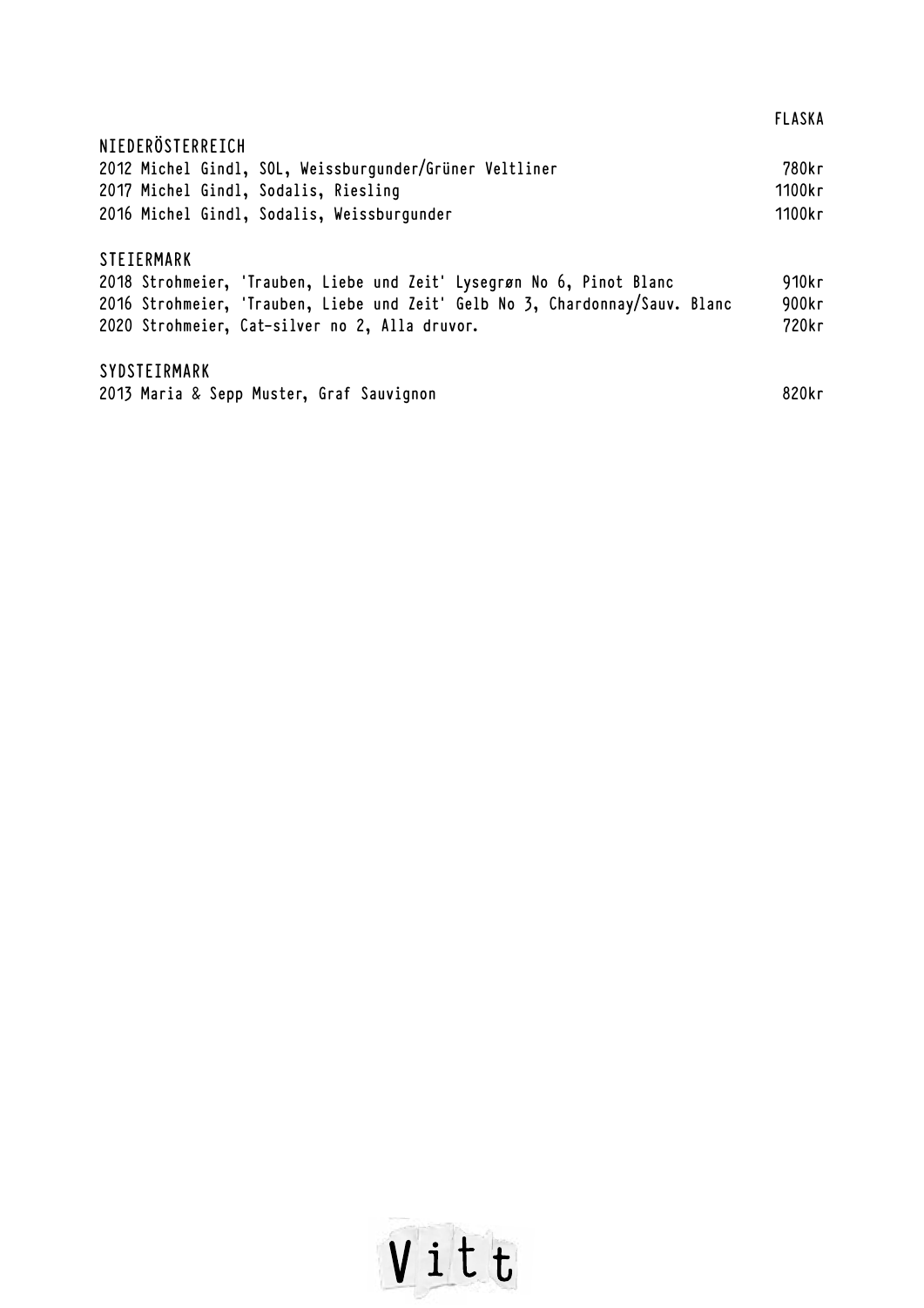| | FLASKA |
|---|---|
| **NIEDERÖSTERREICH** | |
| 2012 Michel Gindl, SOL, Weissburgunder/Grüner Veltliner | 780kr |
| 2017 Michel Gindl, Sodalis, Riesling | 1100kr |
| 2016 Michel Gindl, Sodalis, Weissburgunder | 1100kr |
| **STEIERMARK** | |
| 2018 Strohmeier, 'Trauben, Liebe und Zeit' Lysegrøn No 6, Pinot Blanc | 910kr |
| 2016 Strohmeier, 'Trauben, Liebe und Zeit' Gelb No 3, Chardonnay/Sauv. Blanc | 900kr |
| 2020 Strohmeier, Cat-silver no 2, Alla druvor. | 720kr |
| **SYDSTEIRMARK** | |
| 2013 Maria & Sepp Muster, Graf Sauvignon | 820kr |

Vitt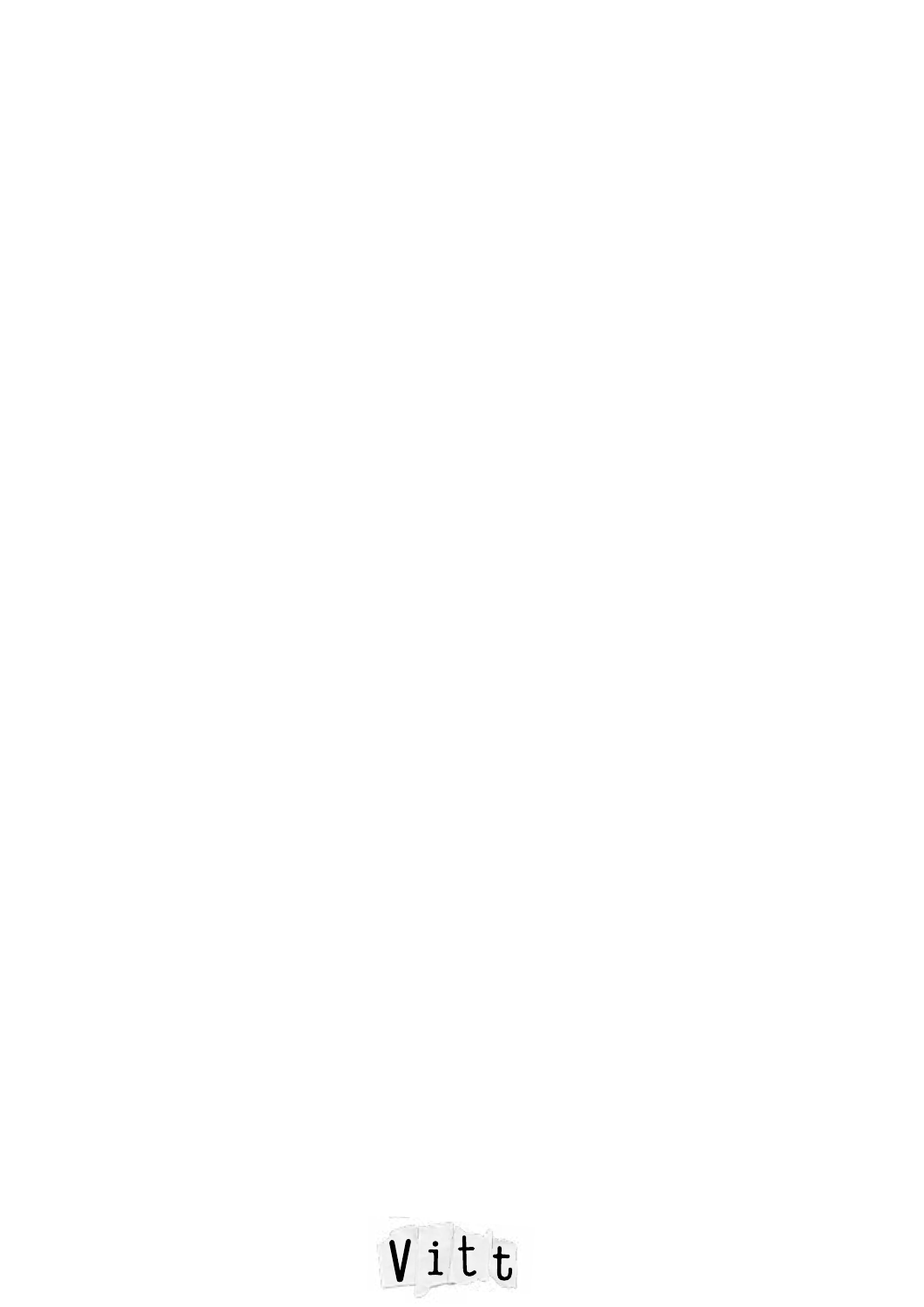Vitt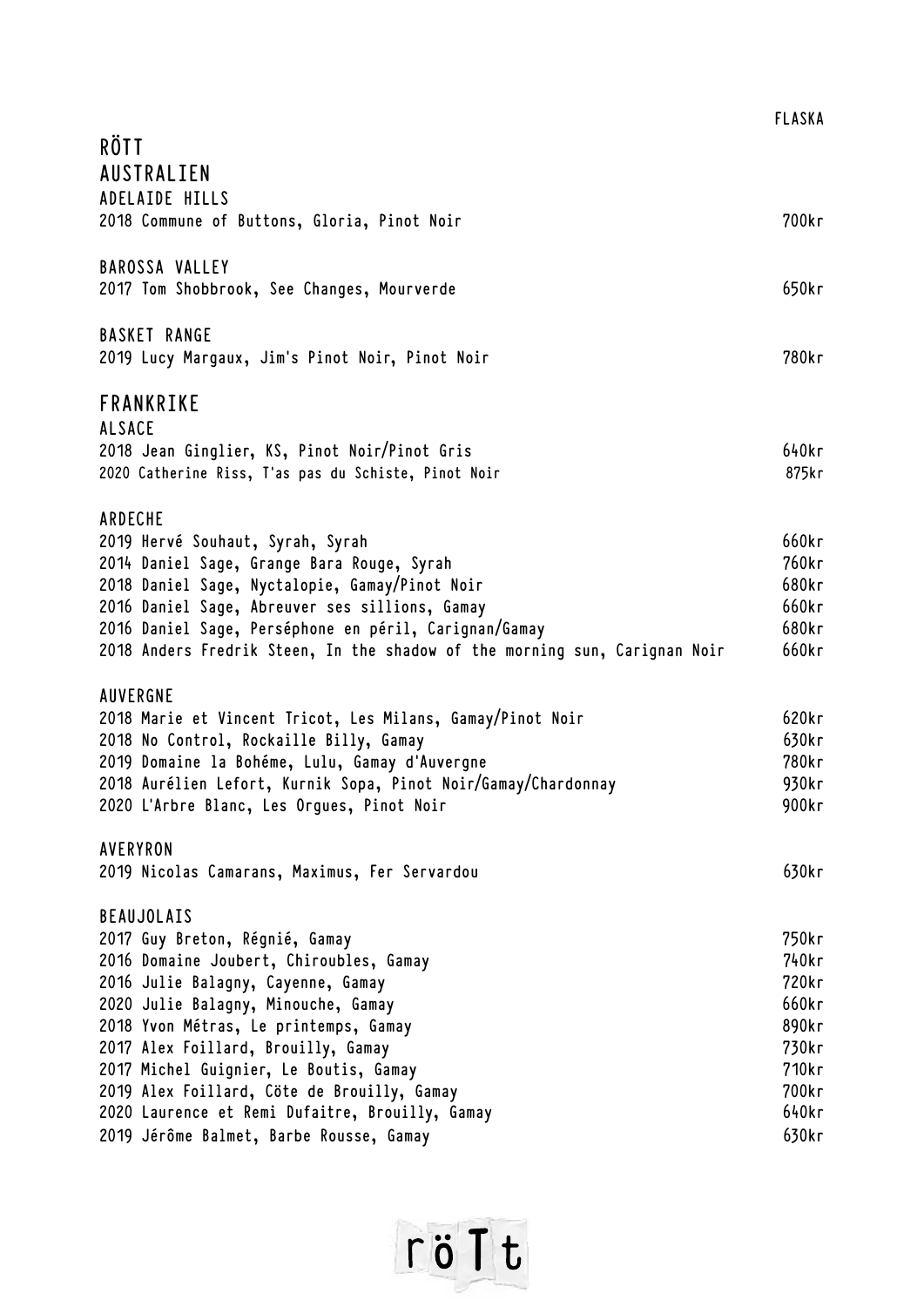FLASKA

# RÖTT

## AUSTRALIEN

### ADELAIDE HILLS

| | |
|---|---|
| 2018 Commune of Buttons, Gloria, Pinot Noir | 700kr |

### BAROSSA VALLEY

| | |
|---|---|
| 2017 Tom Shobbrook, See Changes, Mourverde | 650kr |

### BASKET RANGE

| | |
|---|---|
| 2019 Lucy Margaux, Jim's Pinot Noir, Pinot Noir | 780kr |

## FRANKRIKE

### ALSACE

| | |
|---|---|
| 2018 Jean Ginglier, KS, Pinot Noir/Pinot Gris | 640kr |
| 2020 Catherine Riss, T'as pas du Schiste, Pinot Noir | 875kr |

### ARDECHE

| | |
|---|---|
| 2019 Hervé Souhaut, Syrah, Syrah | 660kr |
| 2014 Daniel Sage, Grange Bara Rouge, Syrah | 760kr |
| 2018 Daniel Sage, Nyctalopie, Gamay/Pinot Noir | 680kr |
| 2016 Daniel Sage, Abreuver ses sillions, Gamay | 660kr |
| 2016 Daniel Sage, Perséphone en péril, Carignan/Gamay | 680kr |
| 2018 Anders Fredrik Steen, In the shadow of the morning sun, Carignan Noir | 660kr |

### AUVERGNE

| | |
|---|---|
| 2018 Marie et Vincent Tricot, Les Milans, Gamay/Pinot Noir | 620kr |
| 2018 No Control, Rockaille Billy, Gamay | 630kr |
| 2019 Domaine la Bohéme, Lulu, Gamay d'Auvergne | 780kr |
| 2018 Aurélien Lefort, Kurnik Sopa, Pinot Noir/Gamay/Chardonnay | 930kr |
| 2020 L'Arbre Blanc, Les Orgues, Pinot Noir | 900kr |

### AVERYRON

| | |
|---|---|
| 2019 Nicolas Camarans, Maximus, Fer Servardou | 630kr |

### BEAUJOLAIS

| | |
|---|---|
| 2017 Guy Breton, Régnié, Gamay | 750kr |
| 2016 Domaine Joubert, Chiroubles, Gamay | 740kr |
| 2016 Julie Balagny, Cayenne, Gamay | 720kr |
| 2020 Julie Balagny, Minouche, Gamay | 660kr |
| 2018 Yvon Métras, Le printemps, Gamay | 890kr |
| 2017 Alex Foillard, Brouilly, Gamay | 730kr |
| 2017 Michel Guignier, Le Boutis, Gamay | 710kr |
| 2019 Alex Foillard, Cöte de Brouilly, Gamay | 700kr |
| 2020 Laurence et Remi Dufaitre, Brouilly, Gamay | 640kr |
| 2019 Jérôme Balmet, Barbe Rousse, Gamay | 630kr |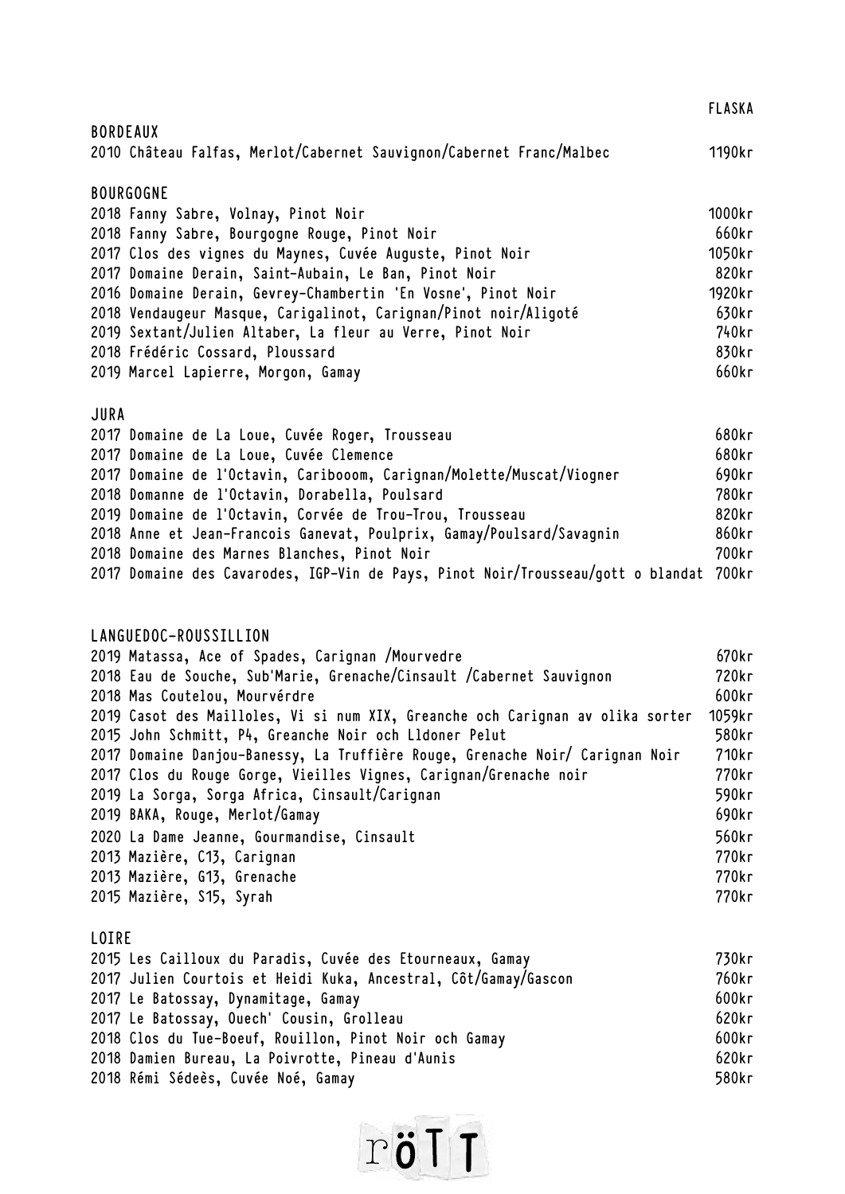| | FLASKA |
|---|---|
| **BORDEAUX** | |
| 2010 Château Falfas, Merlot/Cabernet Sauvignon/Cabernet Franc/Malbec | 1190kr |
| **BOURGOGNE** | |
| 2018 Fanny Sabre, Volnay, Pinot Noir | 1000kr |
| 2018 Fanny Sabre, Bourgogne Rouge, Pinot Noir | 660kr |
| 2017 Clos des vignes du Maynes, Cuvée Auguste, Pinot Noir | 1050kr |
| 2017 Domaine Derain, Saint-Aubain, Le Ban, Pinot Noir | 820kr |
| 2016 Domaine Derain, Gevrey-Chambertin 'En Vosne', Pinot Noir | 1920kr |
| 2018 Vendaugeur Masque, Carigalinot, Carignan/Pinot noir/Aligoté | 630kr |
| 2019 Sextant/Julien Altaber, La fleur au Verre, Pinot Noir | 740kr |
| 2018 Frédéric Cossard, Ploussard | 830kr |
| 2019 Marcel Lapierre, Morgon, Gamay | 660kr |
| **JURA** | |
| 2017 Domaine de La Loue, Cuvée Roger, Trousseau | 680kr |
| 2017 Domaine de La Loue, Cuvée Clemence | 680kr |
| 2017 Domaine de l'Octavin, Caribooom, Carignan/Molette/Muscat/Viogner | 690kr |
| 2018 Domanne de l'Octavin, Dorabella, Poulsard | 780kr |
| 2019 Domaine de l'Octavin, Corvée de Trou-Trou, Trousseau | 820kr |
| 2018 Anne et Jean-Francois Ganevat, Poulprix, Gamay/Poulsard/Savagnin | 860kr |
| 2018 Domaine des Marnes Blanches, Pinot Noir | 700kr |
| 2017 Domaine des Cavarodes, IGP-Vin de Pays, Pinot Noir/Trousseau/gott o blandat | 700kr |
| **LANGUEDOC-ROUSSILLION** | |
| 2019 Matassa, Ace of Spades, Carignan /Mourvedre | 670kr |
| 2018 Eau de Souche, Sub'Marie, Grenache/Cinsault /Cabernet Sauvignon | 720kr |
| 2018 Mas Coutelou, Mourvérdre | 600kr |
| 2019 Casot des Mailloles, Vi si num XIX, Greanche och Carignan av olika sorter | 1059kr |
| 2015 John Schmitt, P4, Greanche Noir och Lldoner Pelut | 580kr |
| 2017 Domaine Danjou-Banessy, La Truffière Rouge, Grenache Noir/ Carignan Noir | 710kr |
| 2017 Clos du Rouge Gorge, Vieilles Vignes, Carignan/Grenache noir | 770kr |
| 2019 La Sorga, Sorga Africa, Cinsault/Carignan | 590kr |
| 2019 BAKA, Rouge, Merlot/Gamay | 690kr |
| 2020 La Dame Jeanne, Gourmandise, Cinsault | 560kr |
| 2013 Mazière, C13, Carignan | 770kr |
| 2013 Mazière, G13, Grenache | 770kr |
| 2015 Mazière, S15, Syrah | 770kr |
| **LOIRE** | |
| 2015 Les Cailloux du Paradis, Cuvée des Etourneaux, Gamay | 730kr |
| 2017 Julien Courtois et Heidi Kuka, Ancestral, Côt/Gamay/Gascon | 760kr |
| 2017 Le Batossay, Dynamitage, Gamay | 600kr |
| 2017 Le Batossay, Ouech' Cousin, Grolleau | 620kr |
| 2018 Clos du Tue-Boeuf, Rouillon, Pinot Noir och Gamay | 600kr |
| 2018 Damien Bureau, La Poivrotte, Pineau d'Aunis | 620kr |
| 2018 Rémi Sédeès, Cuvée Noé, Gamay | 580kr |

röTT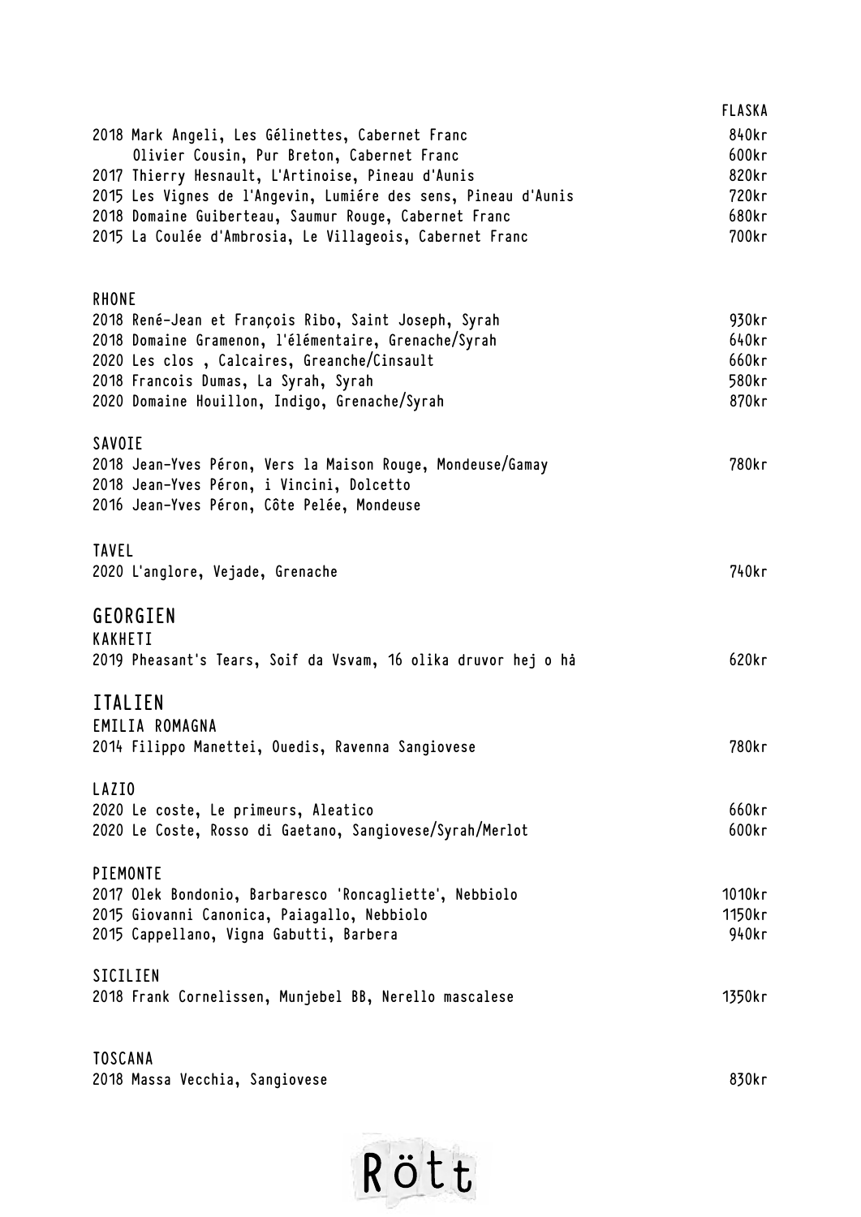| | FLASKA |
|---|---|
| 2018 Mark Angeli, Les Gélinettes, Cabernet Franc | 840kr |
| Olivier Cousin, Pur Breton, Cabernet Franc | 600kr |
| 2017 Thierry Hesnault, L'Artinoise, Pineau d'Aunis | 820kr |
| 2015 Les Vignes de l'Angevin, Lumiére des sens, Pineau d'Aunis | 720kr |
| 2018 Domaine Guiberteau, Saumur Rouge, Cabernet Franc | 680kr |
| 2015 La Coulée d'Ambrosia, Le Villageois, Cabernet Franc | 700kr |

### RHONE

| | |
|---|---|
| 2018 René-Jean et François Ribo, Saint Joseph, Syrah | 930kr |
| 2018 Domaine Gramenon, l'élémentaire, Grenache/Syrah | 640kr |
| 2020 Les clos , Calcaires, Greanche/Cinsault | 660kr |
| 2018 Francois Dumas, La Syrah, Syrah | 580kr |
| 2020 Domaine Houillon, Indigo, Grenache/Syrah | 870kr |

### SAVOIE

| | |
|---|---|
| 2018 Jean-Yves Péron, Vers la Maison Rouge, Mondeuse/Gamay | 780kr |
| 2018 Jean-Yves Péron, i Vincini, Dolcetto | |
| 2016 Jean-Yves Péron, Côte Pelée, Mondeuse | |

### TAVEL

| | |
|---|---|
| 2020 L'anglore, Vejade, Grenache | 740kr |

## GEORGIEN

### KAKHETI

| | |
|---|---|
| 2019 Pheasant's Tears, Soif da Vsvam, 16 olika druvor hej o hå | 620kr |

## ITALIEN

### EMILIA ROMAGNA

| | |
|---|---|
| 2014 Filippo Manettei, Ouedis, Ravenna Sangiovese | 780kr |

### LAZIO

| | |
|---|---|
| 2020 Le coste, Le primeurs, Aleatico | 660kr |
| 2020 Le Coste, Rosso di Gaetano, Sangiovese/Syrah/Merlot | 600kr |

### PIEMONTE

| | |
|---|---|
| 2017 Olek Bondonio, Barbaresco 'Roncagliette', Nebbiolo | 1010kr |
| 2015 Giovanni Canonica, Paiagallo, Nebbiolo | 1150kr |
| 2015 Cappellano, Vigna Gabutti, Barbera | 940kr |

### SICILIEN

| | |
|---|---|
| 2018 Frank Cornelissen, Munjebel BB, Nerello mascalese | 1350kr |

### TOSCANA

| | |
|---|---|
| 2018 Massa Vecchia, Sangiovese | 830kr |

Rött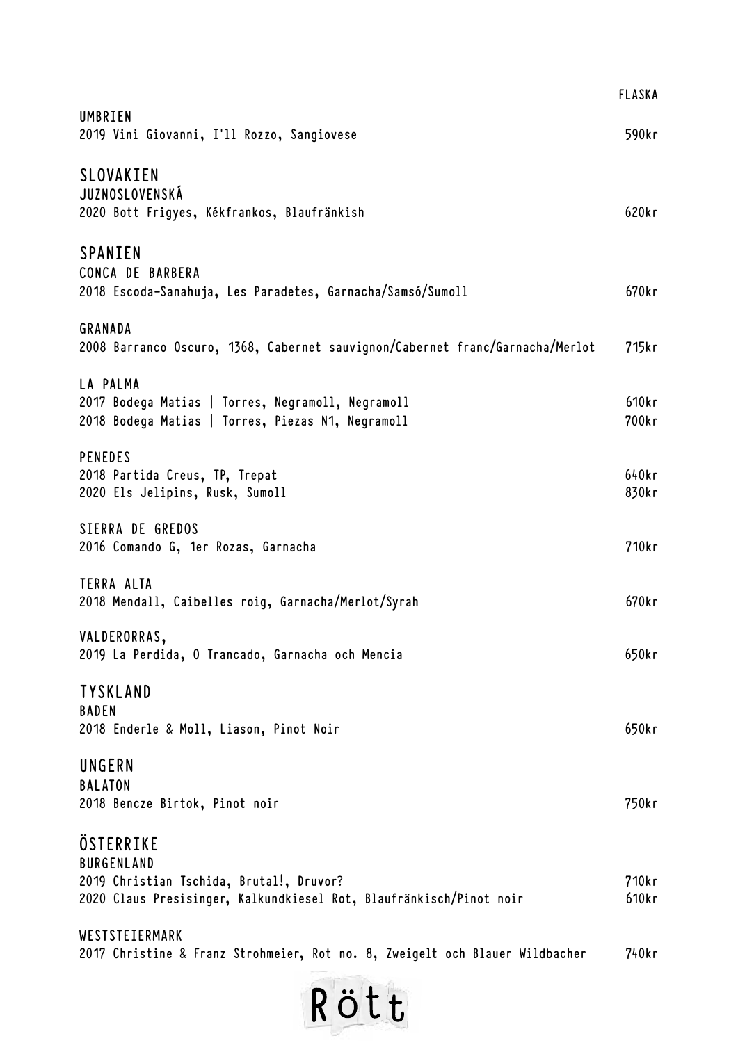FLASKA

UMBRIEN
2019 Vini Giovanni, I'll Rozzo, Sangiovese 590kr

## SLOVAKIEN

JUZNOSLOVENSKÁ
2020 Bott Frigyes, Kékfrankos, Blaufränkish 620kr

## SPANIEN

CONCA DE BARBERA
2018 Escoda-Sanahuja, Les Paradetes, Garnacha/Samsó/Sumoll 670kr

GRANADA
2008 Barranco Oscuro, 1368, Cabernet sauvignon/Cabernet franc/Garnacha/Merlot 715kr

LA PALMA
2017 Bodega Matias | Torres, Negramoll, Negramoll 610kr
2018 Bodega Matias | Torres, Piezas N1, Negramoll 700kr

PENEDES
2018 Partida Creus, TP, Trepat 640kr
2020 Els Jelipins, Rusk, Sumoll 830kr

SIERRA DE GREDOS
2016 Comando G, 1er Rozas, Garnacha 710kr

TERRA ALTA
2018 Mendall, Caibelles roig, Garnacha/Merlot/Syrah 670kr

VALDERORRAS,
2019 La Perdida, O Trancado, Garnacha och Mencia 650kr

## TYSKLAND

BADEN
2018 Enderle & Moll, Liason, Pinot Noir 650kr

## UNGERN

BALATON
2018 Bencze Birtok, Pinot noir 750kr

## ÖSTERRIKE

BURGENLAND
2019 Christian Tschida, Brutal!, Druvor? 710kr
2020 Claus Presisinger, Kalkundkiesel Rot, Blaufränkisch/Pinot noir 610kr

WESTSTEIERMARK
2017 Christine & Franz Strohmeier, Rot no. 8, Zweigelt och Blauer Wildbacher 740kr

Rött